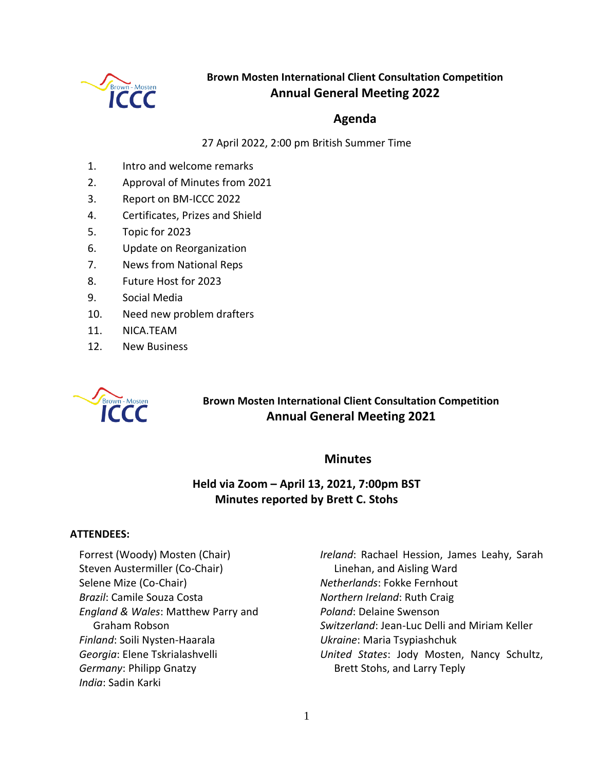**Brown Mosten International Client Consultation Competition**

## Annual General Meeting 2022

## Agenda

27 April 2022, 2:00 pm British Summer Time

1. Intro and welcome remarks
2. Approval of Minutes from 2021
3. Report on BM-ICCC 2022
4. Certificates, Prizes and Shield
5. Topic for 2023
6. Update on Reorganization
7. News from National Reps
8. Future Host for 2023
9. Social Media
10. Need new problem drafters
11. NICA.TEAM
12. New Business

**Brown Mosten International Client Consultation Competition**

## Annual General Meeting 2021

## Minutes

**Held via Zoom – April 13, 2021, 7:00pm BST**
**Minutes reported by Brett C. Stohs**

**ATTENDEES:**

Forrest (Woody) Mosten (Chair)
Steven Austermiller (Co-Chair)
Selene Mize (Co-Chair)
*Brazil*: Camile Souza Costa
*England & Wales*: Matthew Parry and Graham Robson
*Finland*: Soili Nysten-Haarala
*Georgia*: Elene Tskrialashvelli
*Germany*: Philipp Gnatzy
*India*: Sadin Karki
*Ireland*: Rachael Hession, James Leahy, Sarah Linehan, and Aisling Ward
*Netherlands*: Fokke Fernhout
*Northern Ireland*: Ruth Craig
*Poland*: Delaine Swenson
*Switzerland*: Jean-Luc Delli and Miriam Keller
*Ukraine*: Maria Tsypiashchuk
*United States*: Jody Mosten, Nancy Schultz, Brett Stohs, and Larry Teply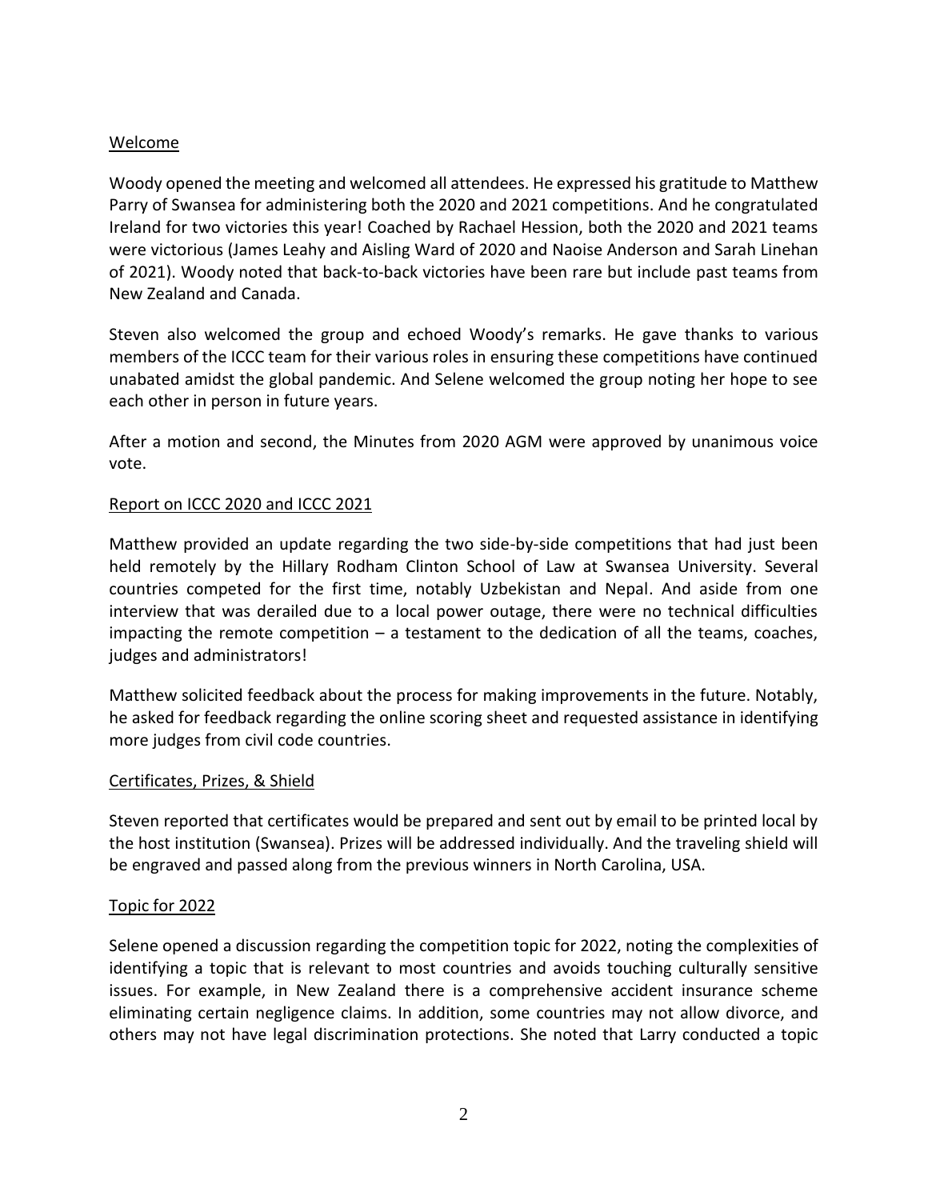## Welcome

Woody opened the meeting and welcomed all attendees. He expressed his gratitude to Matthew Parry of Swansea for administering both the 2020 and 2021 competitions. And he congratulated Ireland for two victories this year! Coached by Rachael Hession, both the 2020 and 2021 teams were victorious (James Leahy and Aisling Ward of 2020 and Naoise Anderson and Sarah Linehan of 2021). Woody noted that back-to-back victories have been rare but include past teams from New Zealand and Canada.

Steven also welcomed the group and echoed Woody's remarks. He gave thanks to various members of the ICCC team for their various roles in ensuring these competitions have continued unabated amidst the global pandemic. And Selene welcomed the group noting her hope to see each other in person in future years.

After a motion and second, the Minutes from 2020 AGM were approved by unanimous voice vote.

## Report on ICCC 2020 and ICCC 2021

Matthew provided an update regarding the two side-by-side competitions that had just been held remotely by the Hillary Rodham Clinton School of Law at Swansea University. Several countries competed for the first time, notably Uzbekistan and Nepal. And aside from one interview that was derailed due to a local power outage, there were no technical difficulties impacting the remote competition – a testament to the dedication of all the teams, coaches, judges and administrators!

Matthew solicited feedback about the process for making improvements in the future. Notably, he asked for feedback regarding the online scoring sheet and requested assistance in identifying more judges from civil code countries.

## Certificates, Prizes, & Shield

Steven reported that certificates would be prepared and sent out by email to be printed local by the host institution (Swansea). Prizes will be addressed individually. And the traveling shield will be engraved and passed along from the previous winners in North Carolina, USA.

## Topic for 2022

Selene opened a discussion regarding the competition topic for 2022, noting the complexities of identifying a topic that is relevant to most countries and avoids touching culturally sensitive issues. For example, in New Zealand there is a comprehensive accident insurance scheme eliminating certain negligence claims. In addition, some countries may not allow divorce, and others may not have legal discrimination protections. She noted that Larry conducted a topic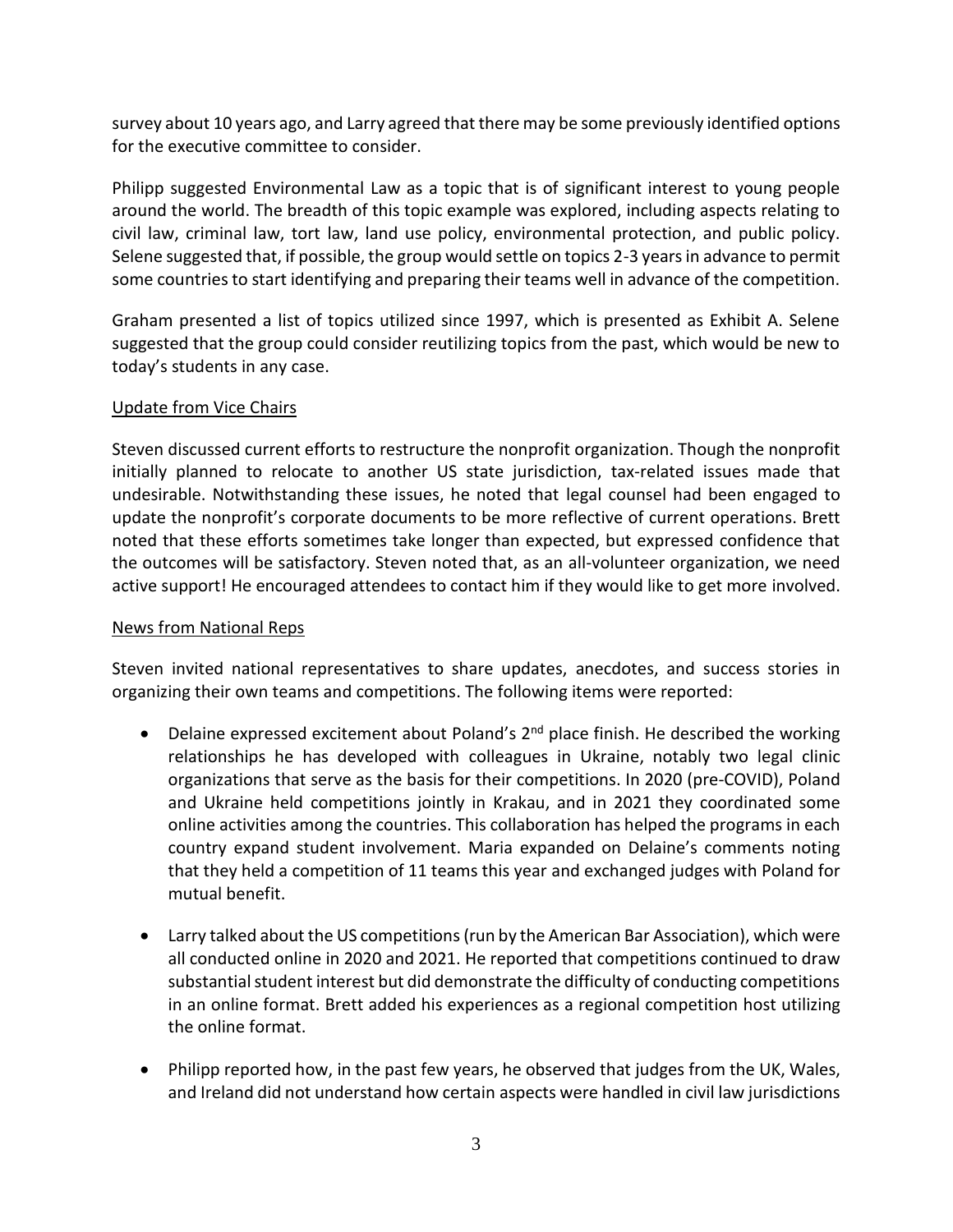survey about 10 years ago, and Larry agreed that there may be some previously identified options for the executive committee to consider.

Philipp suggested Environmental Law as a topic that is of significant interest to young people around the world. The breadth of this topic example was explored, including aspects relating to civil law, criminal law, tort law, land use policy, environmental protection, and public policy. Selene suggested that, if possible, the group would settle on topics 2-3 years in advance to permit some countries to start identifying and preparing their teams well in advance of the competition.

Graham presented a list of topics utilized since 1997, which is presented as Exhibit A. Selene suggested that the group could consider reutilizing topics from the past, which would be new to today's students in any case.

Update from Vice Chairs

Steven discussed current efforts to restructure the nonprofit organization. Though the nonprofit initially planned to relocate to another US state jurisdiction, tax-related issues made that undesirable. Notwithstanding these issues, he noted that legal counsel had been engaged to update the nonprofit's corporate documents to be more reflective of current operations. Brett noted that these efforts sometimes take longer than expected, but expressed confidence that the outcomes will be satisfactory. Steven noted that, as an all-volunteer organization, we need active support! He encouraged attendees to contact him if they would like to get more involved.

News from National Reps

Steven invited national representatives to share updates, anecdotes, and success stories in organizing their own teams and competitions. The following items were reported:

- Delaine expressed excitement about Poland's 2nd place finish. He described the working relationships he has developed with colleagues in Ukraine, notably two legal clinic organizations that serve as the basis for their competitions. In 2020 (pre-COVID), Poland and Ukraine held competitions jointly in Krakau, and in 2021 they coordinated some online activities among the countries. This collaboration has helped the programs in each country expand student involvement. Maria expanded on Delaine's comments noting that they held a competition of 11 teams this year and exchanged judges with Poland for mutual benefit.

- Larry talked about the US competitions (run by the American Bar Association), which were all conducted online in 2020 and 2021. He reported that competitions continued to draw substantial student interest but did demonstrate the difficulty of conducting competitions in an online format. Brett added his experiences as a regional competition host utilizing the online format.

- Philipp reported how, in the past few years, he observed that judges from the UK, Wales, and Ireland did not understand how certain aspects were handled in civil law jurisdictions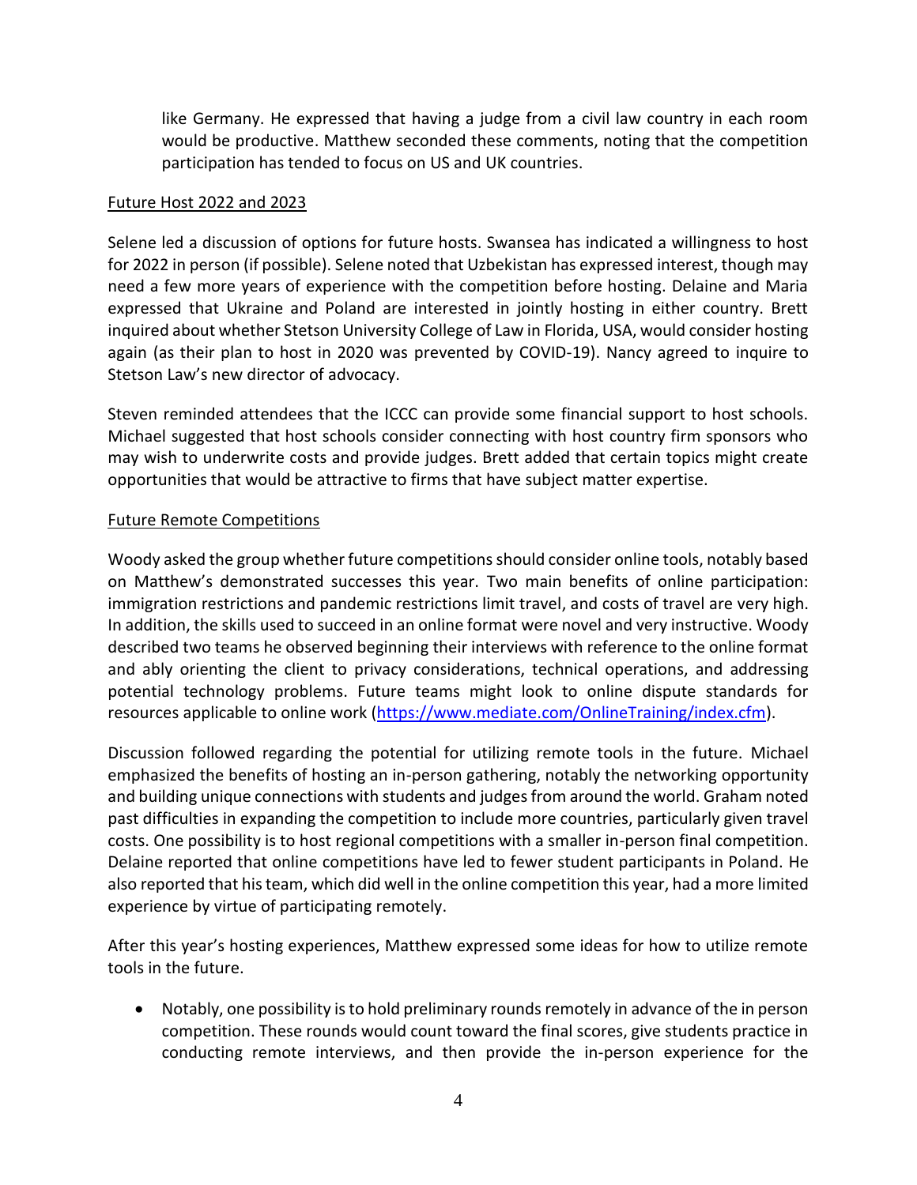like Germany. He expressed that having a judge from a civil law country in each room would be productive. Matthew seconded these comments, noting that the competition participation has tended to focus on US and UK countries.

Future Host 2022 and 2023

Selene led a discussion of options for future hosts. Swansea has indicated a willingness to host for 2022 in person (if possible). Selene noted that Uzbekistan has expressed interest, though may need a few more years of experience with the competition before hosting. Delaine and Maria expressed that Ukraine and Poland are interested in jointly hosting in either country. Brett inquired about whether Stetson University College of Law in Florida, USA, would consider hosting again (as their plan to host in 2020 was prevented by COVID-19). Nancy agreed to inquire to Stetson Law's new director of advocacy.

Steven reminded attendees that the ICCC can provide some financial support to host schools. Michael suggested that host schools consider connecting with host country firm sponsors who may wish to underwrite costs and provide judges. Brett added that certain topics might create opportunities that would be attractive to firms that have subject matter expertise.

Future Remote Competitions

Woody asked the group whether future competitions should consider online tools, notably based on Matthew's demonstrated successes this year. Two main benefits of online participation: immigration restrictions and pandemic restrictions limit travel, and costs of travel are very high. In addition, the skills used to succeed in an online format were novel and very instructive. Woody described two teams he observed beginning their interviews with reference to the online format and ably orienting the client to privacy considerations, technical operations, and addressing potential technology problems. Future teams might look to online dispute standards for resources applicable to online work (https://www.mediate.com/OnlineTraining/index.cfm).

Discussion followed regarding the potential for utilizing remote tools in the future. Michael emphasized the benefits of hosting an in-person gathering, notably the networking opportunity and building unique connections with students and judges from around the world. Graham noted past difficulties in expanding the competition to include more countries, particularly given travel costs. One possibility is to host regional competitions with a smaller in-person final competition. Delaine reported that online competitions have led to fewer student participants in Poland. He also reported that his team, which did well in the online competition this year, had a more limited experience by virtue of participating remotely.

After this year's hosting experiences, Matthew expressed some ideas for how to utilize remote tools in the future.

- Notably, one possibility is to hold preliminary rounds remotely in advance of the in person competition. These rounds would count toward the final scores, give students practice in conducting remote interviews, and then provide the in-person experience for the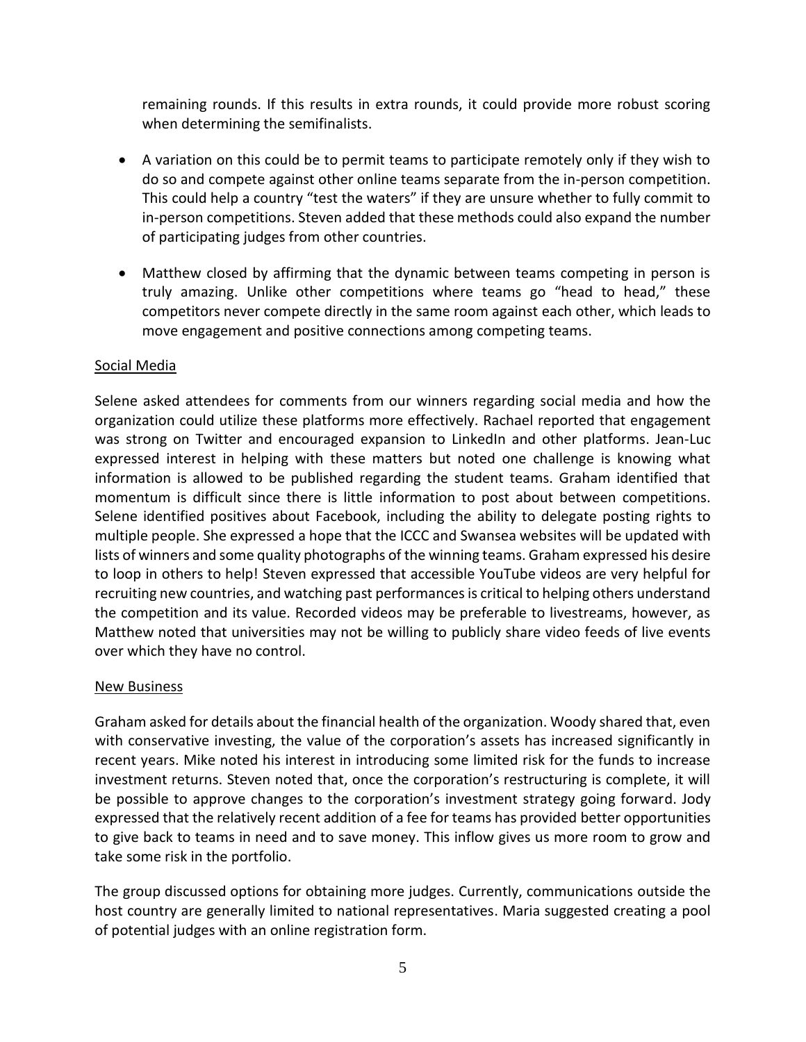remaining rounds. If this results in extra rounds, it could provide more robust scoring when determining the semifinalists.

- A variation on this could be to permit teams to participate remotely only if they wish to do so and compete against other online teams separate from the in-person competition. This could help a country "test the waters" if they are unsure whether to fully commit to in-person competitions. Steven added that these methods could also expand the number of participating judges from other countries.

- Matthew closed by affirming that the dynamic between teams competing in person is truly amazing. Unlike other competitions where teams go "head to head," these competitors never compete directly in the same room against each other, which leads to move engagement and positive connections among competing teams.

Social Media

Selene asked attendees for comments from our winners regarding social media and how the organization could utilize these platforms more effectively. Rachael reported that engagement was strong on Twitter and encouraged expansion to LinkedIn and other platforms. Jean-Luc expressed interest in helping with these matters but noted one challenge is knowing what information is allowed to be published regarding the student teams. Graham identified that momentum is difficult since there is little information to post about between competitions. Selene identified positives about Facebook, including the ability to delegate posting rights to multiple people. She expressed a hope that the ICCC and Swansea websites will be updated with lists of winners and some quality photographs of the winning teams. Graham expressed his desire to loop in others to help! Steven expressed that accessible YouTube videos are very helpful for recruiting new countries, and watching past performances is critical to helping others understand the competition and its value. Recorded videos may be preferable to livestreams, however, as Matthew noted that universities may not be willing to publicly share video feeds of live events over which they have no control.

New Business

Graham asked for details about the financial health of the organization. Woody shared that, even with conservative investing, the value of the corporation's assets has increased significantly in recent years. Mike noted his interest in introducing some limited risk for the funds to increase investment returns. Steven noted that, once the corporation's restructuring is complete, it will be possible to approve changes to the corporation's investment strategy going forward. Jody expressed that the relatively recent addition of a fee for teams has provided better opportunities to give back to teams in need and to save money. This inflow gives us more room to grow and take some risk in the portfolio.

The group discussed options for obtaining more judges. Currently, communications outside the host country are generally limited to national representatives. Maria suggested creating a pool of potential judges with an online registration form.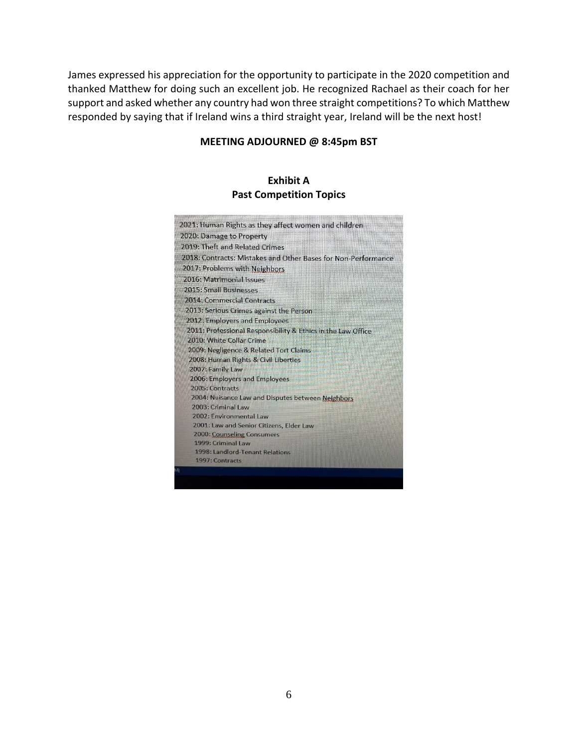James expressed his appreciation for the opportunity to participate in the 2020 competition and thanked Matthew for doing such an excellent job. He recognized Rachael as their coach for her support and asked whether any country had won three straight competitions? To which Matthew responded by saying that if Ireland wins a third straight year, Ireland will be the next host!

**MEETING ADJOURNED @ 8:45pm BST**

**Exhibit A**
**Past Competition Topics**

2021: Human Rights as they affect women and children
2020: Damage to Property
2019: Theft and Related Crimes
2018: Contracts: Mistakes and Other Bases for Non-Performance
2017: Problems with Neighbors
2016: Matrimonial Issues
2015: Small Businesses
2014: Commercial Contracts
2013: Serious Crimes against the Person
2012: Employers and Employees
2011: Professional Responsibility & Ethics in the Law Office
2010: White Collar Crime
2009: Negligence & Related Tort Claims
2008: Human Rights & Civil Liberties
2007: Family Law
2006: Employers and Employees
2005: Contracts
2004: Nuisance Law and Disputes between Neighbors
2003: Criminal Law
2002: Environmental Law
2001: Law and Senior Citizens, Elder Law
2000: Counseling Consumers
1999: Criminal Law
1998: Landlord-Tenant Relations
1997: Contracts